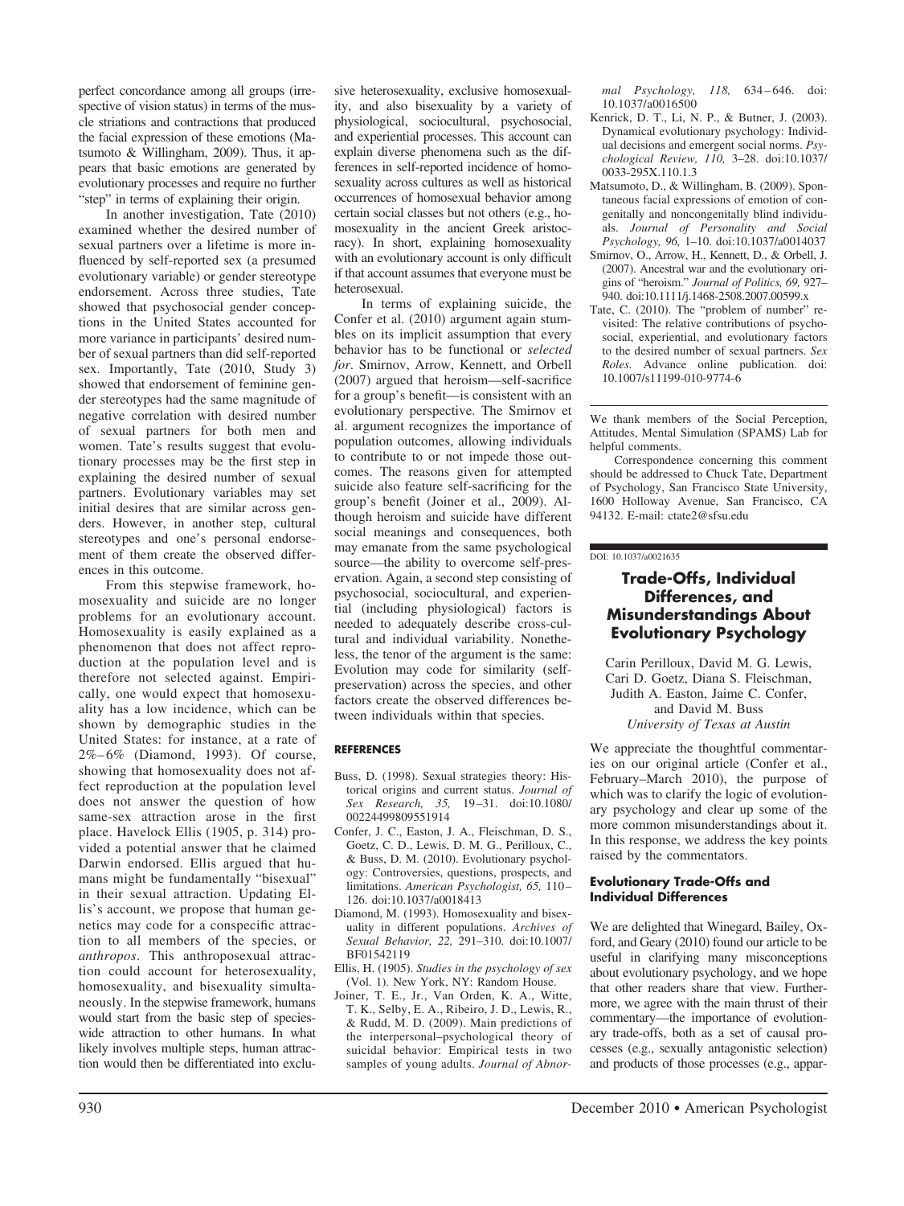perfect concordance among all groups (irrespective of vision status) in terms of the muscle striations and contractions that produced the facial expression of these emotions (Matsumoto & Willingham, 2009). Thus, it appears that basic emotions are generated by evolutionary processes and require no further "step" in terms of explaining their origin.

In another investigation, Tate (2010) examined whether the desired number of sexual partners over a lifetime is more influenced by self-reported sex (a presumed evolutionary variable) or gender stereotype endorsement. Across three studies, Tate showed that psychosocial gender conceptions in the United States accounted for more variance in participants' desired number of sexual partners than did self-reported sex. Importantly, Tate (2010, Study 3) showed that endorsement of feminine gender stereotypes had the same magnitude of negative correlation with desired number of sexual partners for both men and women. Tate's results suggest that evolutionary processes may be the first step in explaining the desired number of sexual partners. Evolutionary variables may set initial desires that are similar across genders. However, in another step, cultural stereotypes and one's personal endorsement of them create the observed differences in this outcome.

From this stepwise framework, homosexuality and suicide are no longer problems for an evolutionary account. Homosexuality is easily explained as a phenomenon that does not affect reproduction at the population level and is therefore not selected against. Empirically, one would expect that homosexuality has a low incidence, which can be shown by demographic studies in the United States: for instance, at a rate of 2%–6% (Diamond, 1993). Of course, showing that homosexuality does not affect reproduction at the population level does not answer the question of how same-sex attraction arose in the first place. Havelock Ellis (1905, p. 314) provided a potential answer that he claimed Darwin endorsed. Ellis argued that humans might be fundamentally "bisexual" in their sexual attraction. Updating Ellis's account, we propose that human genetics may code for a conspecific attraction to all members of the species, or *anthropos*. This anthroposexual attraction could account for heterosexuality, homosexuality, and bisexuality simultaneously. In the stepwise framework, humans would start from the basic step of species-wide attraction to other humans. In what likely involves multiple steps, human attraction would then be differentiated into exclusive heterosexuality, exclusive homosexuality, and also bisexuality by a variety of physiological, sociocultural, psychosocial, and experiential processes. This account can explain diverse phenomena such as the differences in self-reported incidence of homosexuality across cultures as well as historical occurrences of homosexual behavior among certain social classes but not others (e.g., homosexuality in the ancient Greek aristocracy). In short, explaining homosexuality with an evolutionary account is only difficult if that account assumes that everyone must be heterosexual.

In terms of explaining suicide, the Confer et al. (2010) argument again stumbles on its implicit assumption that every behavior has to be functional or *selected for*. Smirnov, Arrow, Kennett, and Orbell (2007) argued that heroism—self-sacrifice for a group's benefit—is consistent with an evolutionary perspective. The Smirnov et al. argument recognizes the importance of population outcomes, allowing individuals to contribute to or not impede those outcomes. The reasons given for attempted suicide also feature self-sacrificing for the group's benefit (Joiner et al., 2009). Although heroism and suicide have different social meanings and consequences, both may emanate from the same psychological source—the ability to overcome self-preservation. Again, a second step consisting of psychosocial, sociocultural, and experiential (including physiological) factors is needed to adequately describe cross-cultural and individual variability. Nonetheless, the tenor of the argument is the same: Evolution may code for similarity (self-preservation) across the species, and other factors create the observed differences between individuals within that species.

#### REFERENCES

- Buss, D. (1998). Sexual strategies theory: Historical origins and current status. *Journal of Sex Research, 35,* 19–31. doi:10.1080/00224499809551914
- Confer, J. C., Easton, J. A., Fleischman, D. S., Goetz, C. D., Lewis, D. M. G., Perilloux, C., & Buss, D. M. (2010). Evolutionary psychology: Controversies, questions, prospects, and limitations. *American Psychologist, 65,* 110–126. doi:10.1037/a0018413
- Diamond, M. (1993). Homosexuality and bisexuality in different populations. *Archives of Sexual Behavior, 22,* 291–310. doi:10.1007/BF01542119
- Ellis, H. (1905). *Studies in the psychology of sex* (Vol. 1). New York, NY: Random House.
- Joiner, T. E., Jr., Van Orden, K. A., Witte, T. K., Selby, E. A., Ribeiro, J. D., Lewis, R., & Rudd, M. D. (2009). Main predictions of the interpersonal–psychological theory of suicidal behavior: Empirical tests in two samples of young adults. *Journal of Abnormal Psychology, 118,* 634–646. doi:10.1037/a0016500
- Kenrick, D. T., Li, N. P., & Butner, J. (2003). Dynamical evolutionary psychology: Individual decisions and emergent social norms. *Psychological Review, 110,* 3–28. doi:10.1037/0033-295X.110.1.3
- Matsumoto, D., & Willingham, B. (2009). Spontaneous facial expressions of emotion of congenitally and noncongenitally blind individuals. *Journal of Personality and Social Psychology, 96,* 1–10. doi:10.1037/a0014037
- Smirnov, O., Arrow, H., Kennett, D., & Orbell, J. (2007). Ancestral war and the evolutionary origins of "heroism." *Journal of Politics, 69,* 927–940. doi:10.1111/j.1468-2508.2007.00599.x
- Tate, C. (2010). The "problem of number" revisited: The relative contributions of psychosocial, experiential, and evolutionary factors to the desired number of sexual partners. *Sex Roles.* Advance online publication. doi:10.1007/s11199-010-9774-6

We thank members of the Social Perception, Attitudes, Mental Simulation (SPAMS) Lab for helpful comments.

Correspondence concerning this comment should be addressed to Chuck Tate, Department of Psychology, San Francisco State University, 1600 Holloway Avenue, San Francisco, CA 94132. E-mail: ctate2@sfsu.edu

DOI: 10.1037/a0021635

## Trade-Offs, Individual Differences, and Misunderstandings About Evolutionary Psychology

Carin Perilloux, David M. G. Lewis, Cari D. Goetz, Diana S. Fleischman, Judith A. Easton, Jaime C. Confer, and David M. Buss
*University of Texas at Austin*

We appreciate the thoughtful commentaries on our original article (Confer et al., February–March 2010), the purpose of which was to clarify the logic of evolutionary psychology and clear up some of the more common misunderstandings about it. In this response, we address the key points raised by the commentators.

#### Evolutionary Trade-Offs and Individual Differences

We are delighted that Winegard, Bailey, Oxford, and Geary (2010) found our article to be useful in clarifying many misconceptions about evolutionary psychology, and we hope that other readers share that view. Furthermore, we agree with the main thrust of their commentary—the importance of evolutionary trade-offs, both as a set of causal processes (e.g., sexually antagonistic selection) and products of those processes (e.g., appar-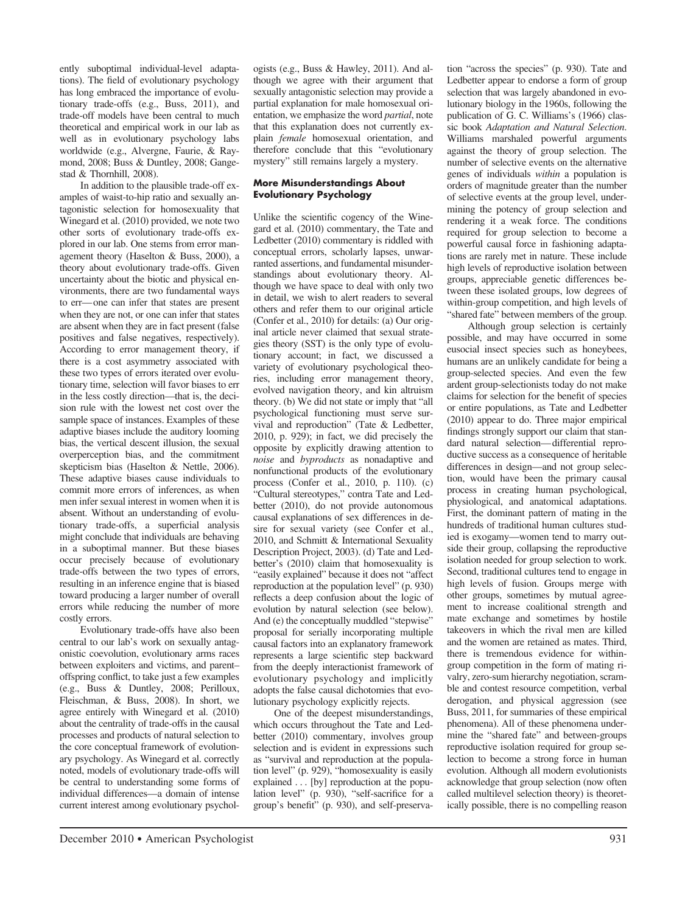ently suboptimal individual-level adaptations). The field of evolutionary psychology has long embraced the importance of evolutionary trade-offs (e.g., Buss, 2011), and trade-off models have been central to much theoretical and empirical work in our lab as well as in evolutionary psychology labs worldwide (e.g., Alvergne, Faurie, & Raymond, 2008; Buss & Duntley, 2008; Gangestad & Thornhill, 2008).

In addition to the plausible trade-off examples of waist-to-hip ratio and sexually antagonistic selection for homosexuality that Winegard et al. (2010) provided, we note two other sorts of evolutionary trade-offs explored in our lab. One stems from error management theory (Haselton & Buss, 2000), a theory about evolutionary trade-offs. Given uncertainty about the biotic and physical environments, there are two fundamental ways to err—one can infer that states are present when they are not, or one can infer that states are absent when they are in fact present (false positives and false negatives, respectively). According to error management theory, if there is a cost asymmetry associated with these two types of errors iterated over evolutionary time, selection will favor biases to err in the less costly direction—that is, the decision rule with the lowest net cost over the sample space of instances. Examples of these adaptive biases include the auditory looming bias, the vertical descent illusion, the sexual overperception bias, and the commitment skepticism bias (Haselton & Nettle, 2006). These adaptive biases cause individuals to commit more errors of inferences, as when men infer sexual interest in women when it is absent. Without an understanding of evolutionary trade-offs, a superficial analysis might conclude that individuals are behaving in a suboptimal manner. But these biases occur precisely because of evolutionary trade-offs between the two types of errors, resulting in an inference engine that is biased toward producing a larger number of overall errors while reducing the number of more costly errors.

Evolutionary trade-offs have also been central to our lab's work on sexually antagonistic coevolution, evolutionary arms races between exploiters and victims, and parent–offspring conflict, to take just a few examples (e.g., Buss & Duntley, 2008; Perilloux, Fleischman, & Buss, 2008). In short, we agree entirely with Winegard et al. (2010) about the centrality of trade-offs in the causal processes and products of natural selection to the core conceptual framework of evolutionary psychology. As Winegard et al. correctly noted, models of evolutionary trade-offs will be central to understanding some forms of individual differences—a domain of intense current interest among evolutionary psychologists (e.g., Buss & Hawley, 2011). And although we agree with their argument that sexually antagonistic selection may provide a partial explanation for male homosexual orientation, we emphasize the word *partial*, note that this explanation does not currently explain *female* homosexual orientation, and therefore conclude that this "evolutionary mystery" still remains largely a mystery.

### More Misunderstandings About Evolutionary Psychology

Unlike the scientific cogency of the Winegard et al. (2010) commentary, the Tate and Ledbetter (2010) commentary is riddled with conceptual errors, scholarly lapses, unwarranted assertions, and fundamental misunderstandings about evolutionary theory. Although we have space to deal with only two in detail, we wish to alert readers to several others and refer them to our original article (Confer et al., 2010) for details: (a) Our original article never claimed that sexual strategies theory (SST) is the only type of evolutionary account; in fact, we discussed a variety of evolutionary psychological theories, including error management theory, evolved navigation theory, and kin altruism theory. (b) We did not state or imply that "all psychological functioning must serve survival and reproduction" (Tate & Ledbetter, 2010, p. 929); in fact, we did precisely the opposite by explicitly drawing attention to *noise* and *byproducts* as nonadaptive and nonfunctional products of the evolutionary process (Confer et al., 2010, p. 110). (c) "Cultural stereotypes," contra Tate and Ledbetter (2010), do not provide autonomous causal explanations of sex differences in desire for sexual variety (see Confer et al., 2010, and Schmitt & International Sexuality Description Project, 2003). (d) Tate and Ledbetter's (2010) claim that homosexuality is "easily explained" because it does not "affect reproduction at the population level" (p. 930) reflects a deep confusion about the logic of evolution by natural selection (see below). And (e) the conceptually muddled "stepwise" proposal for serially incorporating multiple causal factors into an explanatory framework represents a large scientific step backward from the deeply interactionist framework of evolutionary psychology and implicitly adopts the false causal dichotomies that evolutionary psychology explicitly rejects.

One of the deepest misunderstandings, which occurs throughout the Tate and Ledbetter (2010) commentary, involves group selection and is evident in expressions such as "survival and reproduction at the population level" (p. 929), "homosexuality is easily explained . . . [by] reproduction at the population level" (p. 930), "self-sacrifice for a group's benefit" (p. 930), and self-preservation "across the species" (p. 930). Tate and Ledbetter appear to endorse a form of group selection that was largely abandoned in evolutionary biology in the 1960s, following the publication of G. C. Williams's (1966) classic book *Adaptation and Natural Selection*. Williams marshaled powerful arguments against the theory of group selection. The number of selective events on the alternative genes of individuals *within* a population is orders of magnitude greater than the number of selective events at the group level, undermining the potency of group selection and rendering it a weak force. The conditions required for group selection to become a powerful causal force in fashioning adaptations are rarely met in nature. These include high levels of reproductive isolation between groups, appreciable genetic differences between these isolated groups, low degrees of within-group competition, and high levels of "shared fate" between members of the group.

Although group selection is certainly possible, and may have occurred in some eusocial insect species such as honeybees, humans are an unlikely candidate for being a group-selected species. And even the few ardent group-selectionists today do not make claims for selection for the benefit of species or entire populations, as Tate and Ledbetter (2010) appear to do. Three major empirical findings strongly support our claim that standard natural selection—differential reproductive success as a consequence of heritable differences in design—and not group selection, would have been the primary causal process in creating human psychological, physiological, and anatomical adaptations. First, the dominant pattern of mating in the hundreds of traditional human cultures studied is exogamy—women tend to marry outside their group, collapsing the reproductive isolation needed for group selection to work. Second, traditional cultures tend to engage in high levels of fusion. Groups merge with other groups, sometimes by mutual agreement to increase coalitional strength and mate exchange and sometimes by hostile takeovers in which the rival men are killed and the women are retained as mates. Third, there is tremendous evidence for within-group competition in the form of mating rivalry, zero-sum hierarchy negotiation, scramble and contest resource competition, verbal derogation, and physical aggression (see Buss, 2011, for summaries of these empirical phenomena). All of these phenomena undermine the "shared fate" and between-groups reproductive isolation required for group selection to become a strong force in human evolution. Although all modern evolutionists acknowledge that group selection (now often called multilevel selection theory) is theoretically possible, there is no compelling reason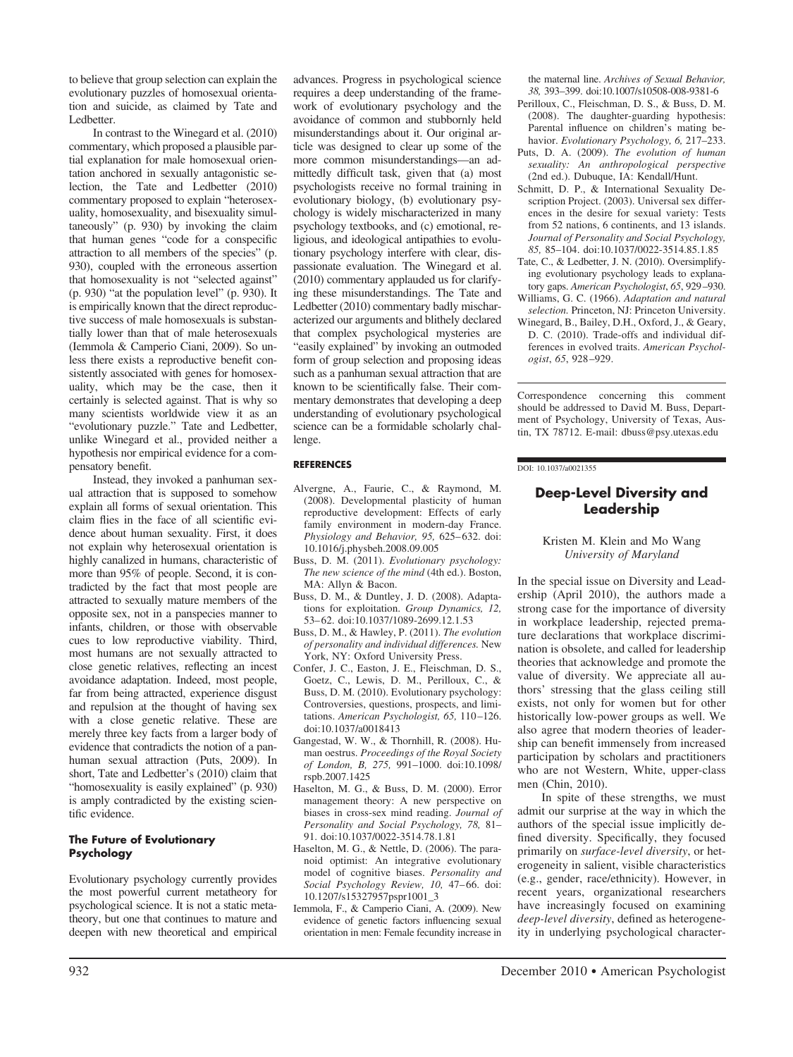to believe that group selection can explain the evolutionary puzzles of homosexual orientation and suicide, as claimed by Tate and Ledbetter.

In contrast to the Winegard et al. (2010) commentary, which proposed a plausible partial explanation for male homosexual orientation anchored in sexually antagonistic selection, the Tate and Ledbetter (2010) commentary proposed to explain "heterosexuality, homosexuality, and bisexuality simultaneously" (p. 930) by invoking the claim that human genes "code for a conspecific attraction to all members of the species" (p. 930), coupled with the erroneous assertion that homosexuality is not "selected against" (p. 930) "at the population level" (p. 930). It is empirically known that the direct reproductive success of male homosexuals is substantially lower than that of male heterosexuals (Iemmola & Camperio Ciani, 2009). So unless there exists a reproductive benefit consistently associated with genes for homosexuality, which may be the case, then it certainly is selected against. That is why so many scientists worldwide view it as an "evolutionary puzzle." Tate and Ledbetter, unlike Winegard et al., provided neither a hypothesis nor empirical evidence for a compensatory benefit.

Instead, they invoked a panhuman sexual attraction that is supposed to somehow explain all forms of sexual orientation. This claim flies in the face of all scientific evidence about human sexuality. First, it does not explain why heterosexual orientation is highly canalized in humans, characteristic of more than 95% of people. Second, it is contradicted by the fact that most people are attracted to sexually mature members of the opposite sex, not in a panspecies manner to infants, children, or those with observable cues to low reproductive viability. Third, most humans are not sexually attracted to close genetic relatives, reflecting an incest avoidance adaptation. Indeed, most people, far from being attracted, experience disgust and repulsion at the thought of having sex with a close genetic relative. These are merely three key facts from a larger body of evidence that contradicts the notion of a panhuman sexual attraction (Puts, 2009). In short, Tate and Ledbetter's (2010) claim that "homosexuality is easily explained" (p. 930) is amply contradicted by the existing scientific evidence.

### The Future of Evolutionary Psychology

Evolutionary psychology currently provides the most powerful current metatheory for psychological science. It is not a static metatheory, but one that continues to mature and deepen with new theoretical and empirical advances. Progress in psychological science requires a deep understanding of the framework of evolutionary psychology and the avoidance of common and stubbornly held misunderstandings about it. Our original article was designed to clear up some of the more common misunderstandings—an admittedly difficult task, given that (a) most psychologists receive no formal training in evolutionary biology, (b) evolutionary psychology is widely mischaracterized in many psychology textbooks, and (c) emotional, religious, and ideological antipathies to evolutionary psychology interfere with clear, dispassionate evaluation. The Winegard et al. (2010) commentary applauded us for clarifying these misunderstandings. The Tate and Ledbetter (2010) commentary badly mischaracterized our arguments and blithely declared that complex psychological mysteries are "easily explained" by invoking an outmoded form of group selection and proposing ideas such as a panhuman sexual attraction that are known to be scientifically false. Their commentary demonstrates that developing a deep understanding of evolutionary psychological science can be a formidable scholarly challenge.

### REFERENCES

Alvergne, A., Faurie, C., & Raymond, M. (2008). Developmental plasticity of human reproductive development: Effects of early family environment in modern-day France. *Physiology and Behavior, 95,* 625–632. doi:10.1016/j.physbeh.2008.09.005

Buss, D. M. (2011). *Evolutionary psychology: The new science of the mind* (4th ed.). Boston, MA: Allyn & Bacon.

Buss, D. M., & Duntley, J. D. (2008). Adaptations for exploitation. *Group Dynamics, 12,* 53–62. doi:10.1037/1089-2699.12.1.53

Buss, D. M., & Hawley, P. (2011). *The evolution of personality and individual differences.* New York, NY: Oxford University Press.

Confer, J. C., Easton, J. E., Fleischman, D. S., Goetz, C., Lewis, D. M., Perilloux, C., & Buss, D. M. (2010). Evolutionary psychology: Controversies, questions, prospects, and limitations. *American Psychologist, 65,* 110–126. doi:10.1037/a0018413

Gangestad, W. W., & Thornhill, R. (2008). Human oestrus. *Proceedings of the Royal Society of London, B, 275,* 991–1000. doi:10.1098/rspb.2007.1425

Haselton, M. G., & Buss, D. M. (2000). Error management theory: A new perspective on biases in cross-sex mind reading. *Journal of Personality and Social Psychology, 78,* 81–91. doi:10.1037/0022-3514.78.1.81

Haselton, M. G., & Nettle, D. (2006). The paranoid optimist: An integrative evolutionary model of cognitive biases. *Personality and Social Psychology Review, 10,* 47–66. doi:10.1207/s15327957pspr1001_3

Iemmola, F., & Camperio Ciani, A. (2009). New evidence of genetic factors influencing sexual orientation in men: Female fecundity increase in the maternal line. *Archives of Sexual Behavior, 38,* 393–399. doi:10.1007/s10508-008-9381-6

Perilloux, C., Fleischman, D. S., & Buss, D. M. (2008). The daughter-guarding hypothesis: Parental influence on children's mating behavior. *Evolutionary Psychology, 6,* 217–233.

Puts, D. A. (2009). *The evolution of human sexuality: An anthropological perspective* (2nd ed.). Dubuque, IA: Kendall/Hunt.

Schmitt, D. P., & International Sexuality Description Project. (2003). Universal sex differences in the desire for sexual variety: Tests from 52 nations, 6 continents, and 13 islands. *Journal of Personality and Social Psychology, 85,* 85–104. doi:10.1037/0022-3514.85.1.85

Tate, C., & Ledbetter, J. N. (2010). Oversimplifying evolutionary psychology leads to explanatory gaps. *American Psychologist*, *65*, 929–930.

Williams, G. C. (1966). *Adaptation and natural selection.* Princeton, NJ: Princeton University.

Winegard, B., Bailey, D.H., Oxford, J., & Geary, D. C. (2010). Trade-offs and individual differences in evolved traits. *American Psychologist*, *65*, 928–929.

Correspondence concerning this comment should be addressed to David M. Buss, Department of Psychology, University of Texas, Austin, TX 78712. E-mail: dbuss@psy.utexas.edu

DOI: 10.1037/a0021355

## Deep-Level Diversity and Leadership

Kristen M. Klein and Mo Wang
*University of Maryland*

In the special issue on Diversity and Leadership (April 2010), the authors made a strong case for the importance of diversity in workplace leadership, rejected premature declarations that workplace discrimination is obsolete, and called for leadership theories that acknowledge and promote the value of diversity. We appreciate all authors' stressing that the glass ceiling still exists, not only for women but for other historically low-power groups as well. We also agree that modern theories of leadership can benefit immensely from increased participation by scholars and practitioners who are not Western, White, upper-class men (Chin, 2010).

In spite of these strengths, we must admit our surprise at the way in which the authors of the special issue implicitly defined diversity. Specifically, they focused primarily on *surface-level diversity*, or heterogeneity in salient, visible characteristics (e.g., gender, race/ethnicity). However, in recent years, organizational researchers have increasingly focused on examining *deep-level diversity*, defined as heterogeneity in underlying psychological character-